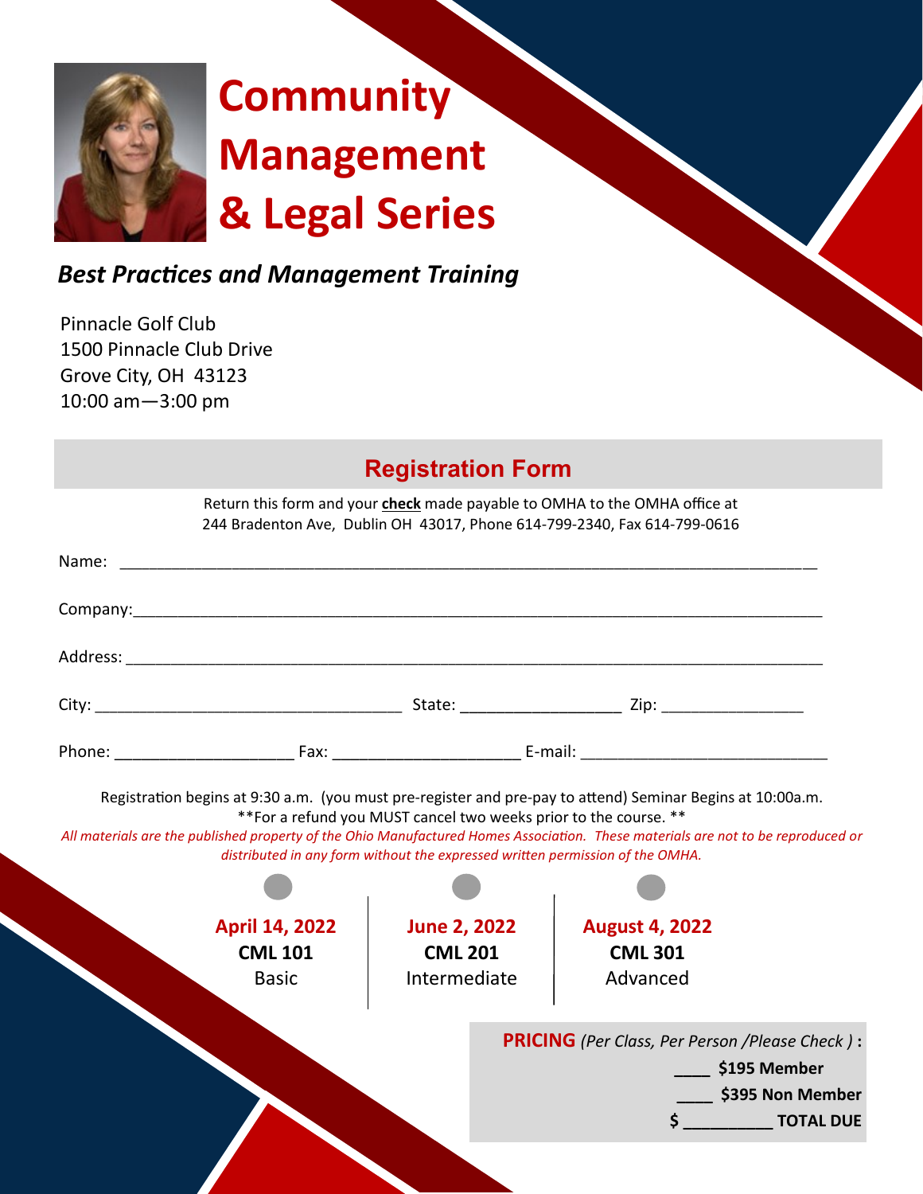# Community Management & Legal Series

***Best Practices and Management Training***

Pinnacle Golf Club
1500 Pinnacle Club Drive
Grove City, OH 43123
10:00 am—3:00 pm

## Registration Form

Return this form and your **check** made payable to OMHA to the OMHA office at 244 Bradenton Ave, Dublin OH 43017, Phone 614-799-2340, Fax 614-799-0616

Name: ___________________________________________________________________________

Company:_________________________________________________________________________

Address: _________________________________________________________________________

City: ___________________________ State: ______________ Zip: ______________

Phone: _______________ Fax: _________________ E-mail: _______________________

Registration begins at 9:30 a.m. (you must pre-register and pre-pay to attend) Seminar Begins at 10:00a.m.
**For a refund you MUST cancel two weeks prior to the course. **

*All materials are the published property of the Ohio Manufactured Homes Association. These materials are not to be reproduced or distributed in any form without the expressed written permission of the OMHA.*

| April 14, 2022 | June 2, 2022 | August 4, 2022 |
|---|---|---|
| **CML 101** | **CML 201** | **CML 301** |
| Basic | Intermediate | Advanced |

**PRICING** *(Per Class, Per Person /Please Check )* **:**

**____ $195 Member**

**____ $395 Non Member**

**$ _________ TOTAL DUE**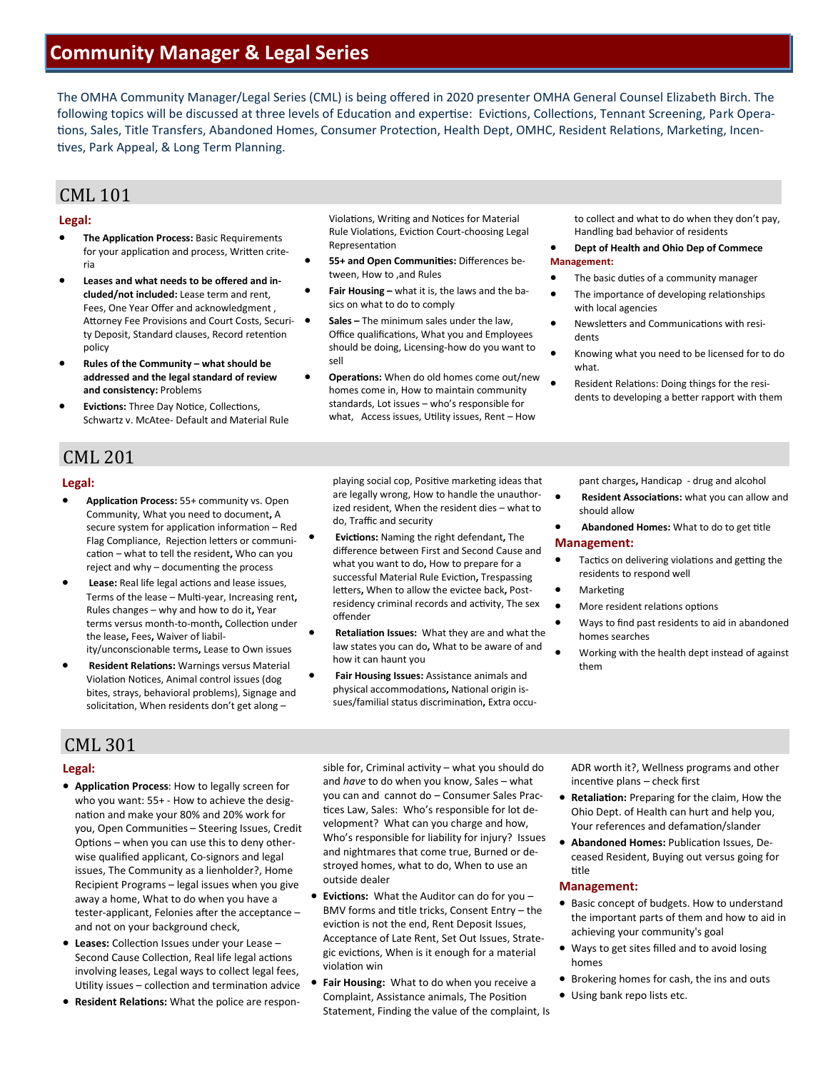# Community Manager & Legal Series

The OMHA Community Manager/Legal Series (CML) is being offered in 2020 presenter OMHA General Counsel Elizabeth Birch. The following topics will be discussed at three levels of Education and expertise: Evictions, Collections, Tennant Screening, Park Operations, Sales, Title Transfers, Abandoned Homes, Consumer Protection, Health Dept, OMHC, Resident Relations, Marketing, Incentives, Park Appeal, & Long Term Planning.

## CML 101

### Legal:

- **The Application Process:** Basic Requirements for your application and process, Written criteria
- **Leases and what needs to be offered and included/not included:** Lease term and rent, Fees, One Year Offer and acknowledgment , Attorney Fee Provisions and Court Costs, Security Deposit, Standard clauses, Record retention policy
- **Rules of the Community – what should be addressed and the legal standard of review and consistency:** Problems
- **Evictions:** Three Day Notice, Collections, Schwartz v. McAtee- Default and Material Rule Violations, Writing and Notices for Material Rule Violations, Eviction Court-choosing Legal Representation
- **55+ and Open Communities:** Differences between, How to ,and Rules
- **Fair Housing –** what it is, the laws and the basics on what to do to comply
- **Sales –** The minimum sales under the law, Office qualifications, What you and Employees should be doing, Licensing-how do you want to sell
- **Operations:** When do old homes come out/new homes come in, How to maintain community standards, Lot issues – who's responsible for what, Access issues, Utility issues, Rent – How to collect and what to do when they don't pay, Handling bad behavior of residents
- **Dept of Health and Ohio Dep of Commece**

### Management:

- The basic duties of a community manager
- The importance of developing relationships with local agencies
- Newsletters and Communications with residents
- Knowing what you need to be licensed for to do what.
- Resident Relations: Doing things for the residents to developing a better rapport with them

## CML 201

### Legal:

- **Application Process:** 55+ community vs. Open Community, What you need to document**,** A secure system for application information – Red Flag Compliance, Rejection letters or communication – what to tell the resident**,** Who can you reject and why – documenting the process
- **Lease:** Real life legal actions and lease issues, Terms of the lease – Multi-year, Increasing rent**,** Rules changes – why and how to do it**,** Year terms versus month-to-month**,** Collection under the lease**,** Fees**,** Waiver of liability/unconscionable terms**,** Lease to Own issues
- **Resident Relations:** Warnings versus Material Violation Notices, Animal control issues (dog bites, strays, behavioral problems), Signage and solicitation, When residents don't get along – playing social cop, Positive marketing ideas that are legally wrong, How to handle the unauthorized resident, When the resident dies – what to do, Traffic and security
- **Evictions:** Naming the right defendant**,** The difference between First and Second Cause and what you want to do**,** How to prepare for a successful Material Rule Eviction**,** Trespassing letters**,** When to allow the evictee back**,** Post-residency criminal records and activity, The sex offender
- **Retaliation Issues:** What they are and what the law states you can do**,** What to be aware of and how it can haunt you
- **Fair Housing Issues:** Assistance animals and physical accommodations**,** National origin issues/familial status discrimination**,** Extra occupant charges**,** Handicap - drug and alcohol
- **Resident Associations:** what you can allow and should allow
- **Abandoned Homes:** What to do to get title

### Management:

- Tactics on delivering violations and getting the residents to respond well
- Marketing
- More resident relations options
- Ways to find past residents to aid in abandoned homes searches
- Working with the health dept instead of against them

## CML 301

### Legal:

- **Application Process**: How to legally screen for who you want: 55+ - How to achieve the designation and make your 80% and 20% work for you, Open Communities – Steering Issues, Credit Options – when you can use this to deny otherwise qualified applicant, Co-signors and legal issues, The Community as a lienholder?, Home Recipient Programs – legal issues when you give away a home, What to do when you have a tester-applicant, Felonies after the acceptance – and not on your background check,
- **Leases:** Collection Issues under your Lease – Second Cause Collection, Real life legal actions involving leases, Legal ways to collect legal fees, Utility issues – collection and termination advice
- **Resident Relations:** What the police are responsible for, Criminal activity – what you should do and *have* to do when you know, Sales – what you can and cannot do – Consumer Sales Practices Law, Sales: Who's responsible for lot development? What can you charge and how, Who's responsible for liability for injury? Issues and nightmares that come true, Burned or destroyed homes, what to do, When to use an outside dealer
- **Evictions:** What the Auditor can do for you – BMV forms and title tricks, Consent Entry – the eviction is not the end, Rent Deposit Issues, Acceptance of Late Rent, Set Out Issues, Strategic evictions, When is it enough for a material violation win
- **Fair Housing:** What to do when you receive a Complaint, Assistance animals, The Position Statement, Finding the value of the complaint, Is ADR worth it?, Wellness programs and other incentive plans – check first
- **Retaliation:** Preparing for the claim, How the Ohio Dept. of Health can hurt and help you, Your references and defamation/slander
- **Abandoned Homes:** Publication Issues, Deceased Resident, Buying out versus going for title

### Management:

- Basic concept of budgets. How to understand the important parts of them and how to aid in achieving your community's goal
- Ways to get sites filled and to avoid losing homes
- Brokering homes for cash, the ins and outs
- Using bank repo lists etc.